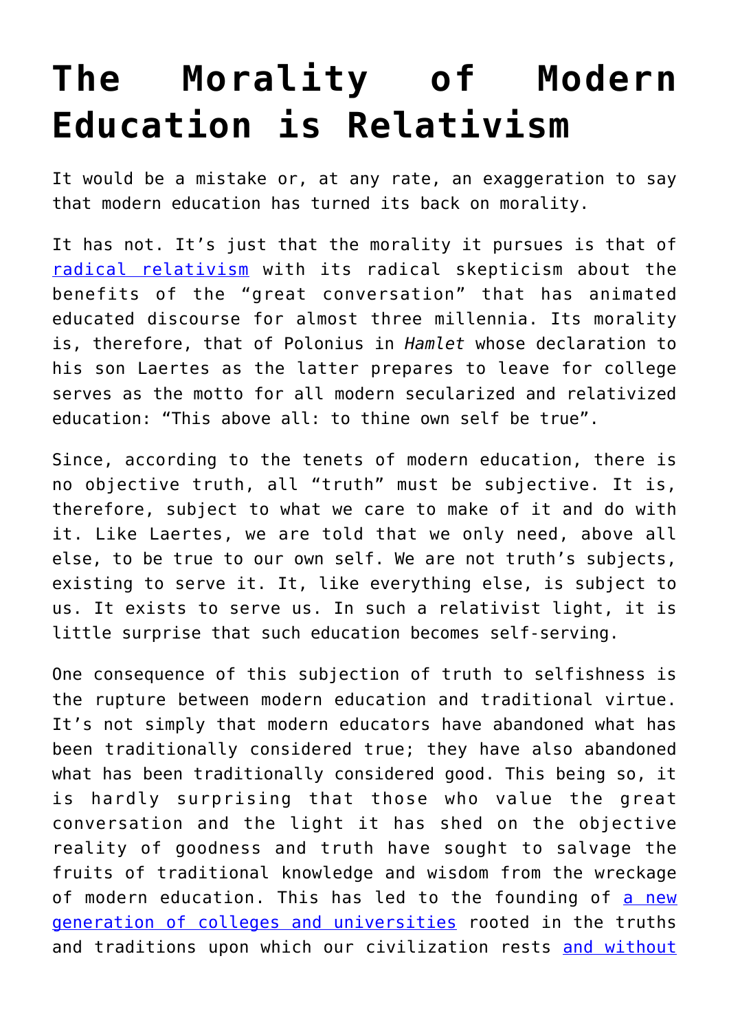# The Morality of Modern Education is Relativism

It would be a mistake or, at any rate, an exaggeration to say that modern education has turned its back on morality.

It has not. It's just that the morality it pursues is that of radical relativism with its radical skepticism about the benefits of the "great conversation" that has animated educated discourse for almost three millennia. Its morality is, therefore, that of Polonius in *Hamlet* whose declaration to his son Laertes as the latter prepares to leave for college serves as the motto for all modern secularized and relativized education: "This above all: to thine own self be true".

Since, according to the tenets of modern education, there is no objective truth, all "truth" must be subjective. It is, therefore, subject to what we care to make of it and do with it. Like Laertes, we are told that we only need, above all else, to be true to our own self. We are not truth's subjects, existing to serve it. It, like everything else, is subject to us. It exists to serve us. In such a relativist light, it is little surprise that such education becomes self-serving.

One consequence of this subjection of truth to selfishness is the rupture between modern education and traditional virtue. It's not simply that modern educators have abandoned what has been traditionally considered true; they have also abandoned what has been traditionally considered good. This being so, it is hardly surprising that those who value the great conversation and the light it has shed on the objective reality of goodness and truth have sought to salvage the fruits of traditional knowledge and wisdom from the wreckage of modern education. This has led to the founding of a new generation of colleges and universities rooted in the truths and traditions upon which our civilization rests and without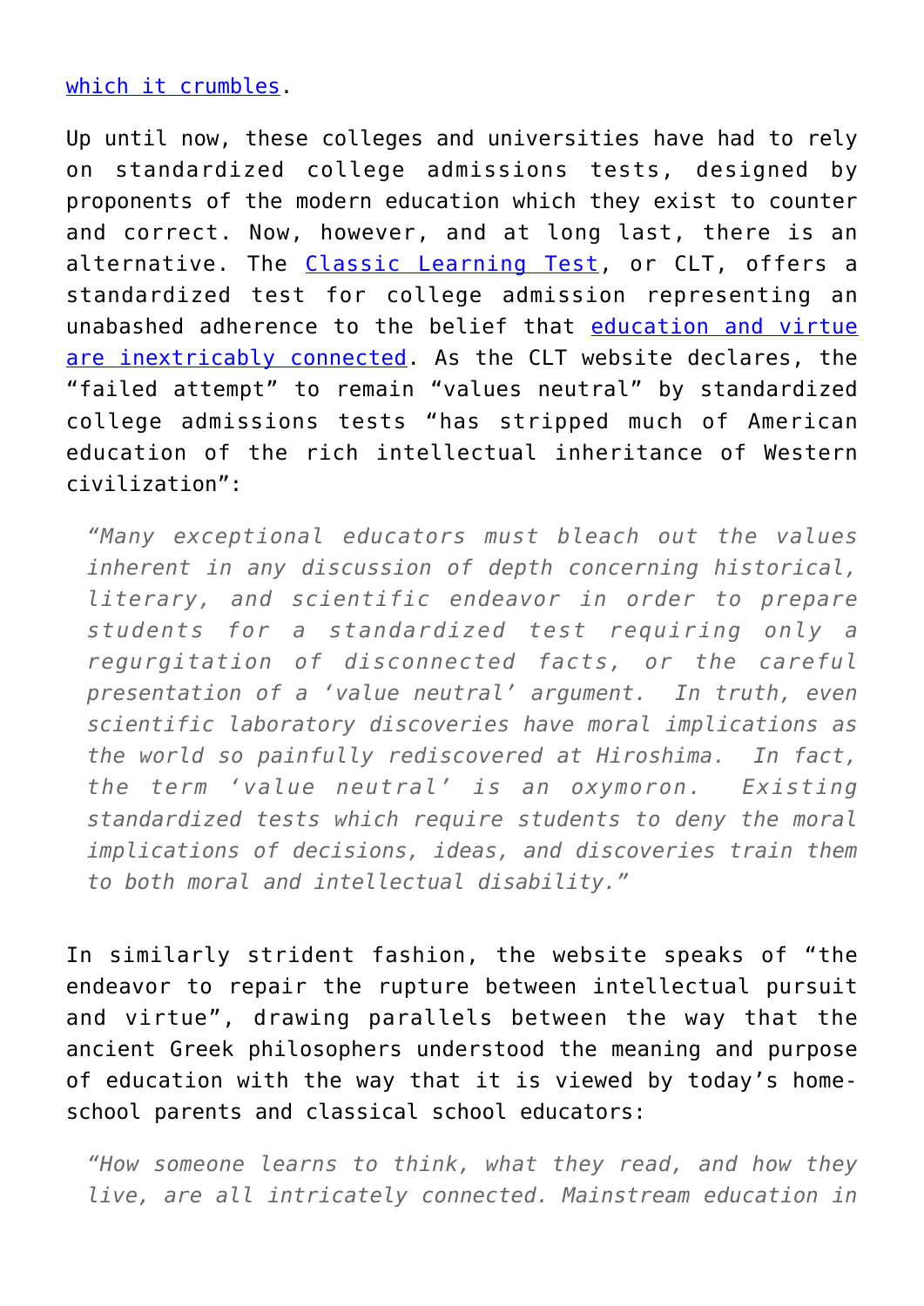[which it crumbles](#).

Up until now, these colleges and universities have had to rely on standardized college admissions tests, designed by proponents of the modern education which they exist to counter and correct. Now, however, and at long last, there is an alternative. The [Classic Learning Test](#), or CLT, offers a standardized test for college admission representing an unabashed adherence to the belief that [education and virtue are inextricably connected](#). As the CLT website declares, the "failed attempt" to remain "values neutral" by standardized college admissions tests "has stripped much of American education of the rich intellectual inheritance of Western civilization":

> *"Many exceptional educators must bleach out the values inherent in any discussion of depth concerning historical, literary, and scientific endeavor in order to prepare students for a standardized test requiring only a regurgitation of disconnected facts, or the careful presentation of a 'value neutral' argument. In truth, even scientific laboratory discoveries have moral implications as the world so painfully rediscovered at Hiroshima. In fact, the term 'value neutral' is an oxymoron. Existing standardized tests which require students to deny the moral implications of decisions, ideas, and discoveries train them to both moral and intellectual disability."*

In similarly strident fashion, the website speaks of "the endeavor to repair the rupture between intellectual pursuit and virtue", drawing parallels between the way that the ancient Greek philosophers understood the meaning and purpose of education with the way that it is viewed by today's home-school parents and classical school educators:

> *"How someone learns to think, what they read, and how they live, are all intricately connected. Mainstream education in*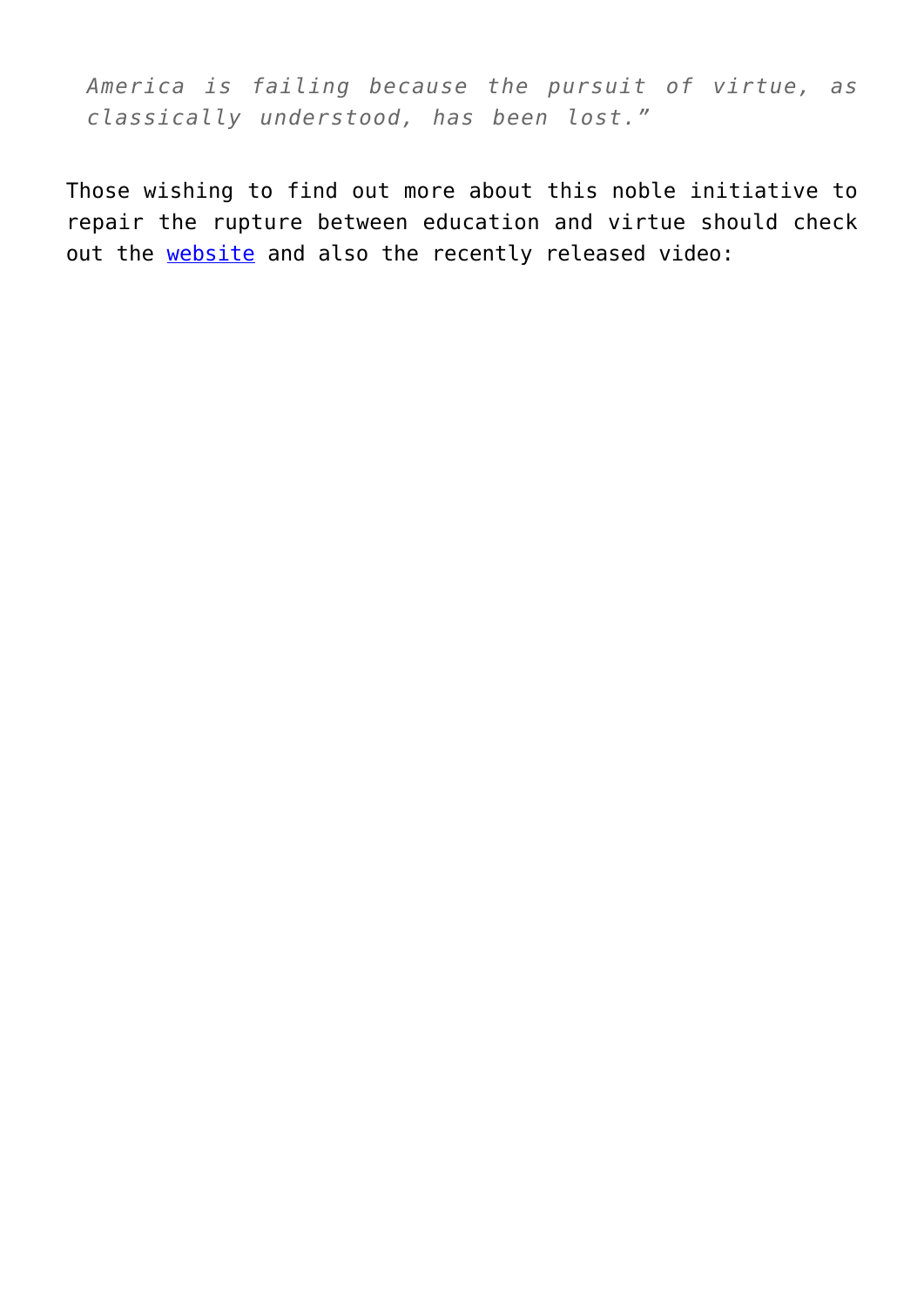> *America is failing because the pursuit of virtue, as classically understood, has been lost."*

Those wishing to find out more about this noble initiative to repair the rupture between education and virtue should check out the [website](#) and also the recently released video: